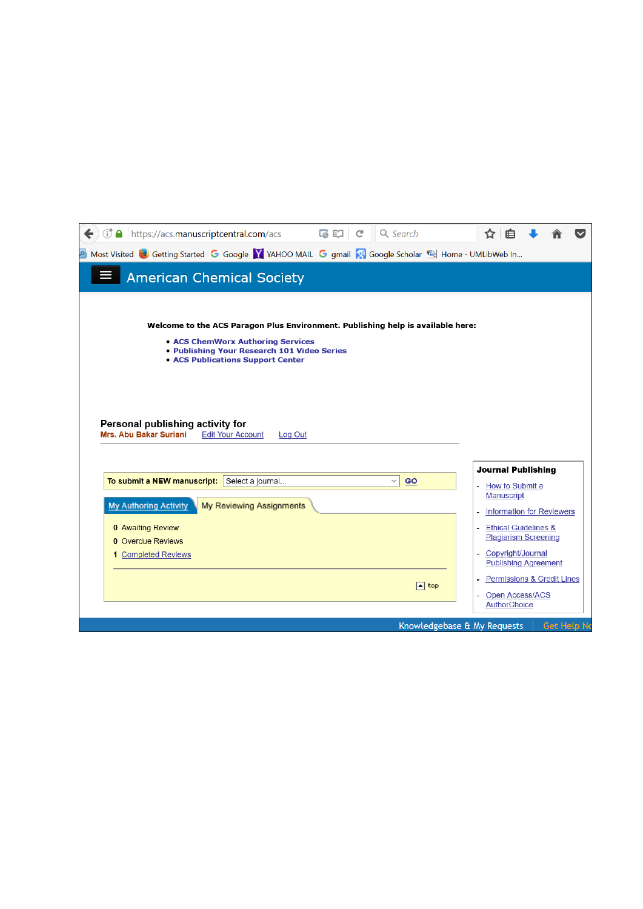https://acs.manuscriptcentral.com/acs

Most Visited | Getting Started | Google | YAHOO MAIL | gmail | Google Scholar | Home - UMLibWeb In...

# American Chemical Society

**Welcome to the ACS Paragon Plus Environment. Publishing help is available here:**

- **ACS ChemWorx Authoring Services**
- **Publishing Your Research 101 Video Series**
- **ACS Publications Support Center**

**Personal publishing activity for**
**Mrs. Abu Bakar Suriani** | Edit Your Account | Log Out

**To submit a NEW manuscript:** Select a journal... GO

My Authoring Activity | My Reviewing Assignments

0 Awaiting Review
0 Overdue Reviews
1 Completed Reviews

top

**Journal Publishing**

- How to Submit a Manuscript
- Information for Reviewers
- Ethical Guidelines & Plagiarism Screening
- Copyright/Journal Publishing Agreement
- Permissions & Credit Lines
- Open Access/ACS AuthorChoice

Knowledgebase & My Requests | Get Help No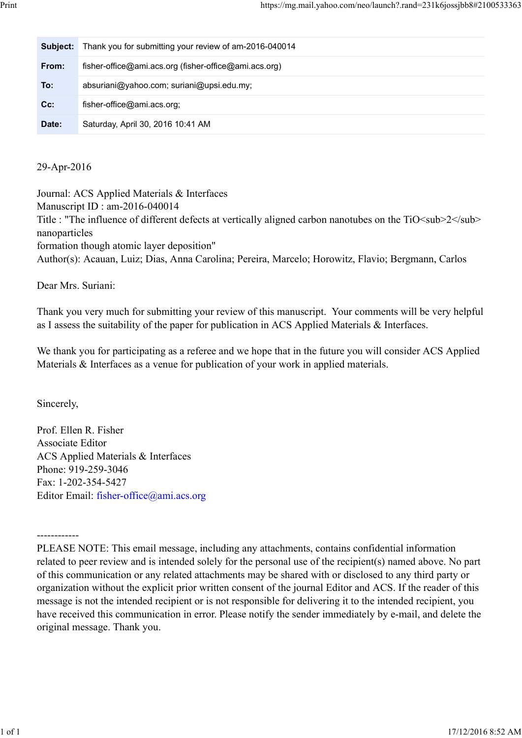| | |
|---|---|
| **Subject:** | Thank you for submitting your review of am-2016-040014 |
| **From:** | fisher-office@ami.acs.org (fisher-office@ami.acs.org) |
| **To:** | absuriani@yahoo.com; suriani@upsi.edu.my; |
| **Cc:** | fisher-office@ami.acs.org; |
| **Date:** | Saturday, April 30, 2016 10:41 AM |

29-Apr-2016

Journal: ACS Applied Materials & Interfaces
Manuscript ID : am-2016-040014
Title : "The influence of different defects at vertically aligned carbon nanotubes on the $TiO_2$ nanoparticles formation though atomic layer deposition"
Author(s): Acauan, Luiz; Dias, Anna Carolina; Pereira, Marcelo; Horowitz, Flavio; Bergmann, Carlos

Dear Mrs. Suriani:

Thank you very much for submitting your review of this manuscript. Your comments will be very helpful as I assess the suitability of the paper for publication in ACS Applied Materials & Interfaces.

We thank you for participating as a referee and we hope that in the future you will consider ACS Applied Materials & Interfaces as a venue for publication of your work in applied materials.

Sincerely,

Prof. Ellen R. Fisher
Associate Editor
ACS Applied Materials & Interfaces
Phone: 919-259-3046
Fax: 1-202-354-5427
Editor Email: fisher-office@ami.acs.org

------------
PLEASE NOTE: This email message, including any attachments, contains confidential information related to peer review and is intended solely for the personal use of the recipient(s) named above. No part of this communication or any related attachments may be shared with or disclosed to any third party or organization without the explicit prior written consent of the journal Editor and ACS. If the reader of this message is not the intended recipient or is not responsible for delivering it to the intended recipient, you have received this communication in error. Please notify the sender immediately by e-mail, and delete the original message. Thank you.